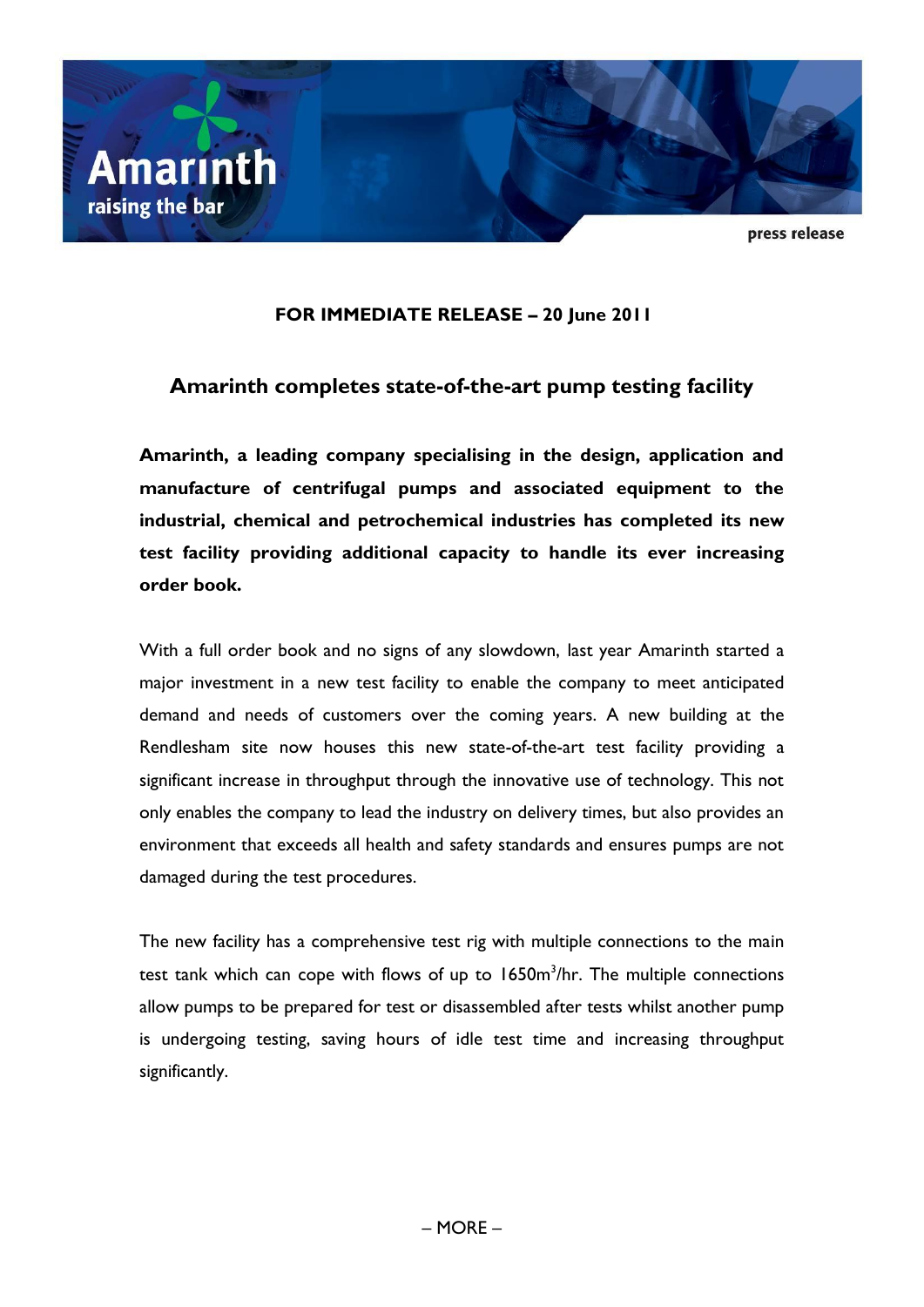Amarinth
raising the bar

press release

**FOR IMMEDIATE RELEASE – 20 June 2011**

## Amarinth completes state-of-the-art pump testing facility

**Amarinth, a leading company specialising in the design, application and manufacture of centrifugal pumps and associated equipment to the industrial, chemical and petrochemical industries has completed its new test facility providing additional capacity to handle its ever increasing order book.**

With a full order book and no signs of any slowdown, last year Amarinth started a major investment in a new test facility to enable the company to meet anticipated demand and needs of customers over the coming years. A new building at the Rendlesham site now houses this new state-of-the-art test facility providing a significant increase in throughput through the innovative use of technology. This not only enables the company to lead the industry on delivery times, but also provides an environment that exceeds all health and safety standards and ensures pumps are not damaged during the test procedures.

The new facility has a comprehensive test rig with multiple connections to the main test tank which can cope with flows of up to 1650$m^3$/hr. The multiple connections allow pumps to be prepared for test or disassembled after tests whilst another pump is undergoing testing, saving hours of idle test time and increasing throughput significantly.

– MORE –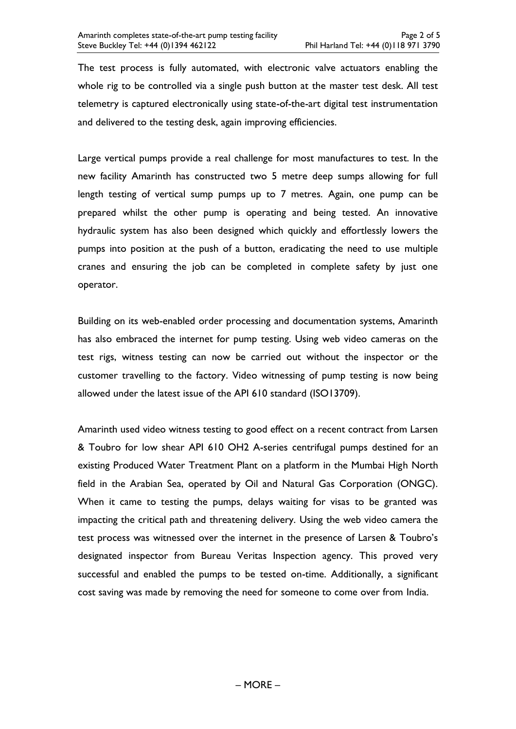The test process is fully automated, with electronic valve actuators enabling the whole rig to be controlled via a single push button at the master test desk. All test telemetry is captured electronically using state-of-the-art digital test instrumentation and delivered to the testing desk, again improving efficiencies.

Large vertical pumps provide a real challenge for most manufactures to test. In the new facility Amarinth has constructed two 5 metre deep sumps allowing for full length testing of vertical sump pumps up to 7 metres. Again, one pump can be prepared whilst the other pump is operating and being tested. An innovative hydraulic system has also been designed which quickly and effortlessly lowers the pumps into position at the push of a button, eradicating the need to use multiple cranes and ensuring the job can be completed in complete safety by just one operator.

Building on its web-enabled order processing and documentation systems, Amarinth has also embraced the internet for pump testing. Using web video cameras on the test rigs, witness testing can now be carried out without the inspector or the customer travelling to the factory. Video witnessing of pump testing is now being allowed under the latest issue of the API 610 standard (ISO13709).

Amarinth used video witness testing to good effect on a recent contract from Larsen & Toubro for low shear API 610 OH2 A-series centrifugal pumps destined for an existing Produced Water Treatment Plant on a platform in the Mumbai High North field in the Arabian Sea, operated by Oil and Natural Gas Corporation (ONGC). When it came to testing the pumps, delays waiting for visas to be granted was impacting the critical path and threatening delivery. Using the web video camera the test process was witnessed over the internet in the presence of Larsen & Toubro's designated inspector from Bureau Veritas Inspection agency. This proved very successful and enabled the pumps to be tested on-time. Additionally, a significant cost saving was made by removing the need for someone to come over from India.

– MORE –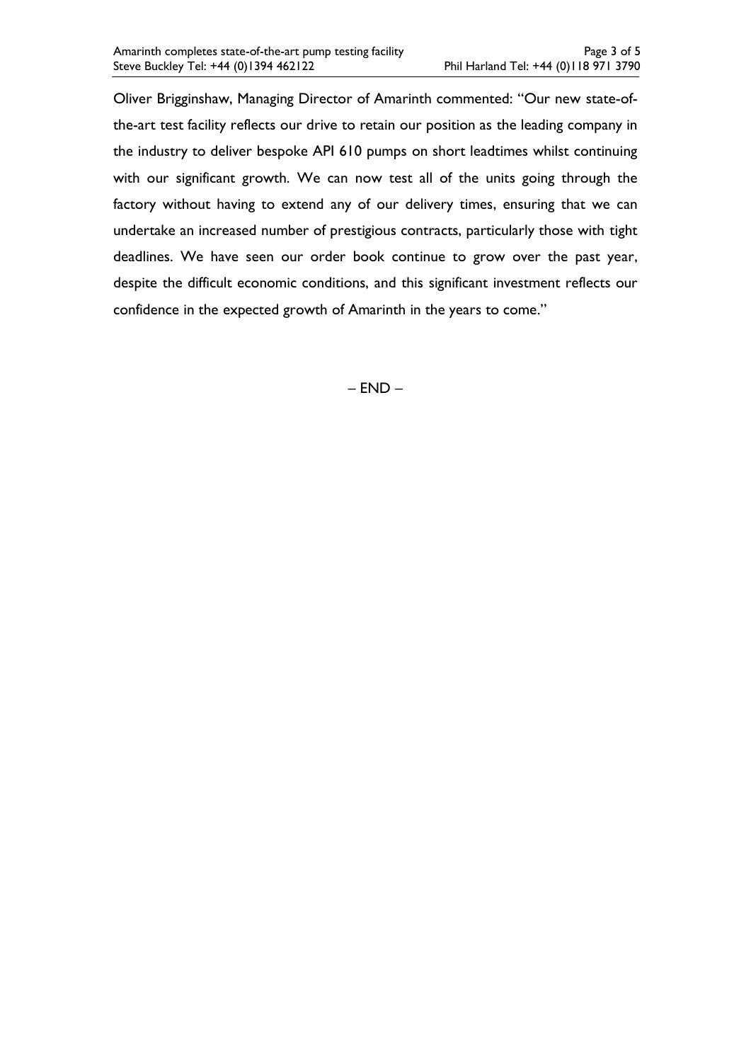Oliver Brigginshaw, Managing Director of Amarinth commented: "Our new state-of-the-art test facility reflects our drive to retain our position as the leading company in the industry to deliver bespoke API 610 pumps on short leadtimes whilst continuing with our significant growth. We can now test all of the units going through the factory without having to extend any of our delivery times, ensuring that we can undertake an increased number of prestigious contracts, particularly those with tight deadlines. We have seen our order book continue to grow over the past year, despite the difficult economic conditions, and this significant investment reflects our confidence in the expected growth of Amarinth in the years to come."

– END –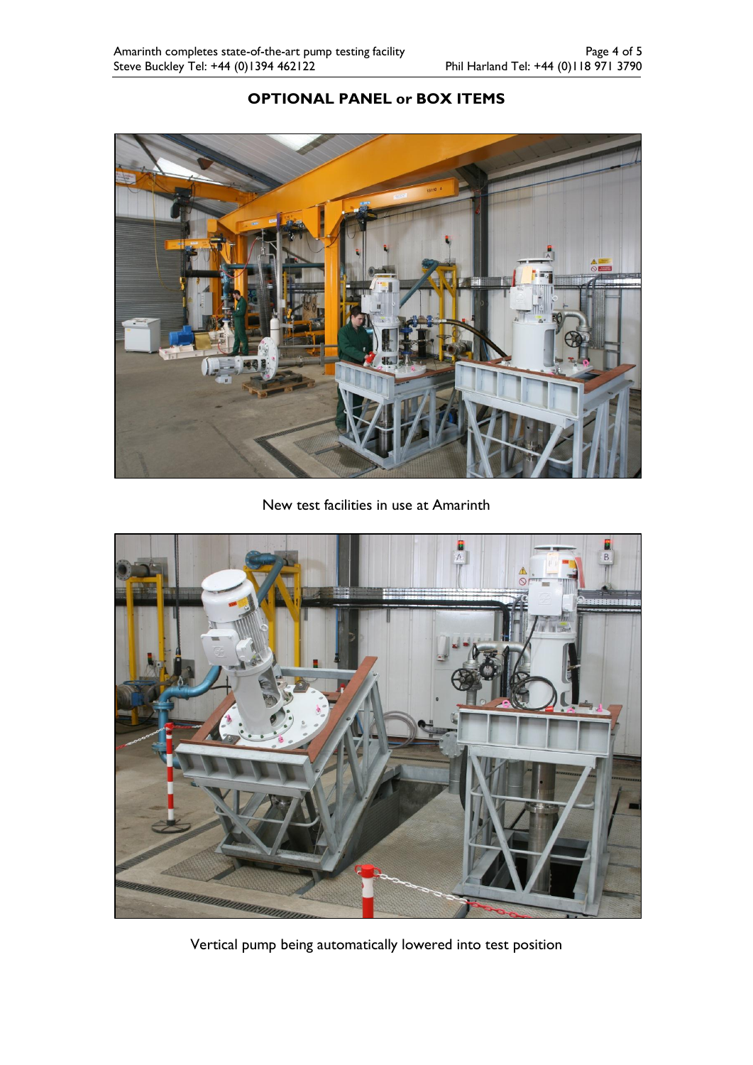**OPTIONAL PANEL or BOX ITEMS**

New test facilities in use at Amarinth

Vertical pump being automatically lowered into test position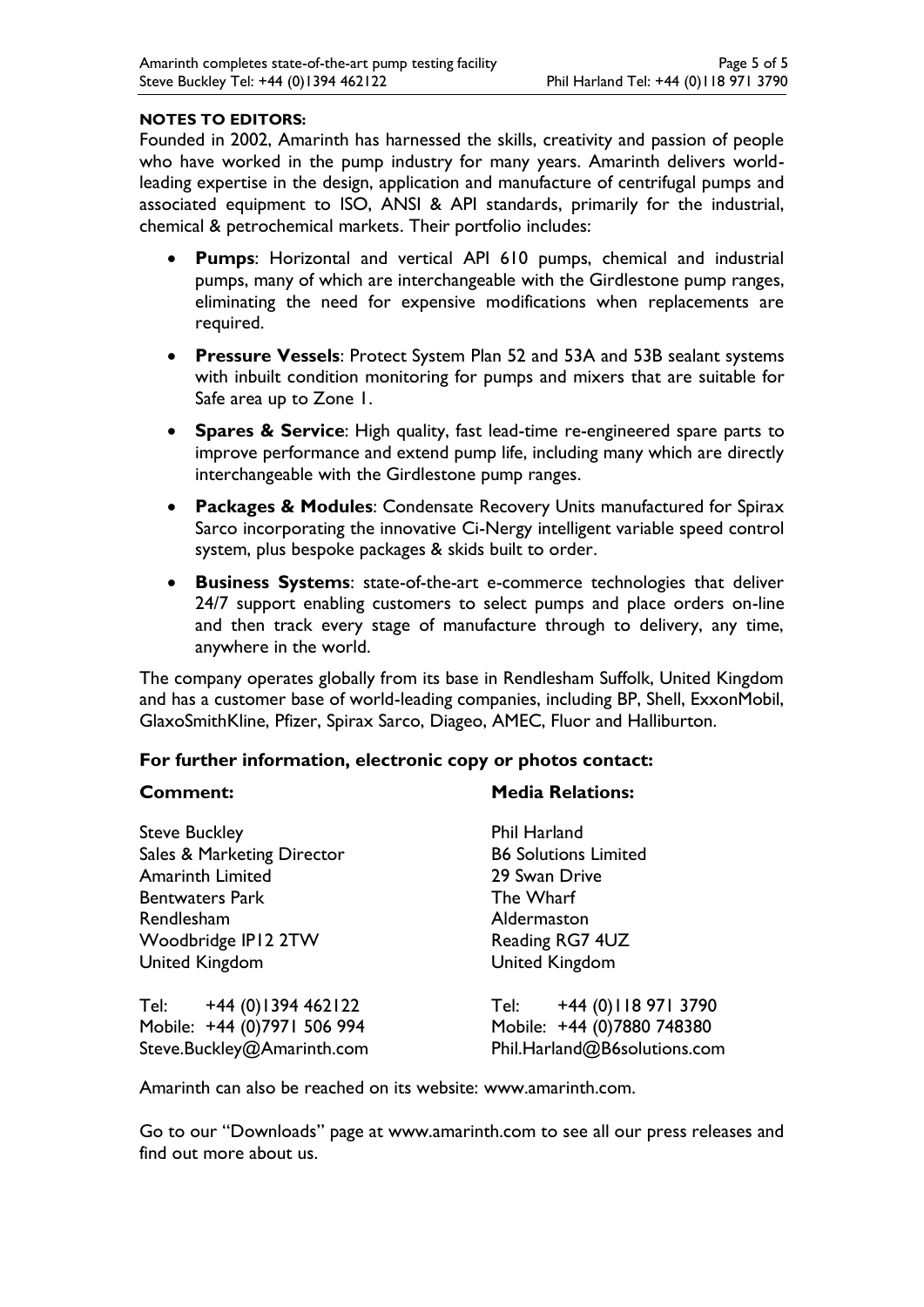**NOTES TO EDITORS:**

Founded in 2002, Amarinth has harnessed the skills, creativity and passion of people who have worked in the pump industry for many years. Amarinth delivers world-leading expertise in the design, application and manufacture of centrifugal pumps and associated equipment to ISO, ANSI & API standards, primarily for the industrial, chemical & petrochemical markets. Their portfolio includes:

- **Pumps**: Horizontal and vertical API 610 pumps, chemical and industrial pumps, many of which are interchangeable with the Girdlestone pump ranges, eliminating the need for expensive modifications when replacements are required.
- **Pressure Vessels**: Protect System Plan 52 and 53A and 53B sealant systems with inbuilt condition monitoring for pumps and mixers that are suitable for Safe area up to Zone 1.
- **Spares & Service**: High quality, fast lead-time re-engineered spare parts to improve performance and extend pump life, including many which are directly interchangeable with the Girdlestone pump ranges.
- **Packages & Modules**: Condensate Recovery Units manufactured for Spirax Sarco incorporating the innovative Ci-Nergy intelligent variable speed control system, plus bespoke packages & skids built to order.
- **Business Systems**: state-of-the-art e-commerce technologies that deliver 24/7 support enabling customers to select pumps and place orders on-line and then track every stage of manufacture through to delivery, any time, anywhere in the world.

The company operates globally from its base in Rendlesham Suffolk, United Kingdom and has a customer base of world-leading companies, including BP, Shell, ExxonMobil, GlaxoSmithKline, Pfizer, Spirax Sarco, Diageo, AMEC, Fluor and Halliburton.

**For further information, electronic copy or photos contact:**

**Comment:**

Steve Buckley
Sales & Marketing Director
Amarinth Limited
Bentwaters Park
Rendlesham
Woodbridge IP12 2TW
United Kingdom

Tel: +44 (0)1394 462122
Mobile: +44 (0)7971 506 994
Steve.Buckley@Amarinth.com

**Media Relations:**

Phil Harland
B6 Solutions Limited
29 Swan Drive
The Wharf
Aldermaston
Reading RG7 4UZ
United Kingdom

Tel: +44 (0)118 971 3790
Mobile: +44 (0)7880 748380
Phil.Harland@B6solutions.com

Amarinth can also be reached on its website: www.amarinth.com.

Go to our "Downloads" page at www.amarinth.com to see all our press releases and find out more about us.